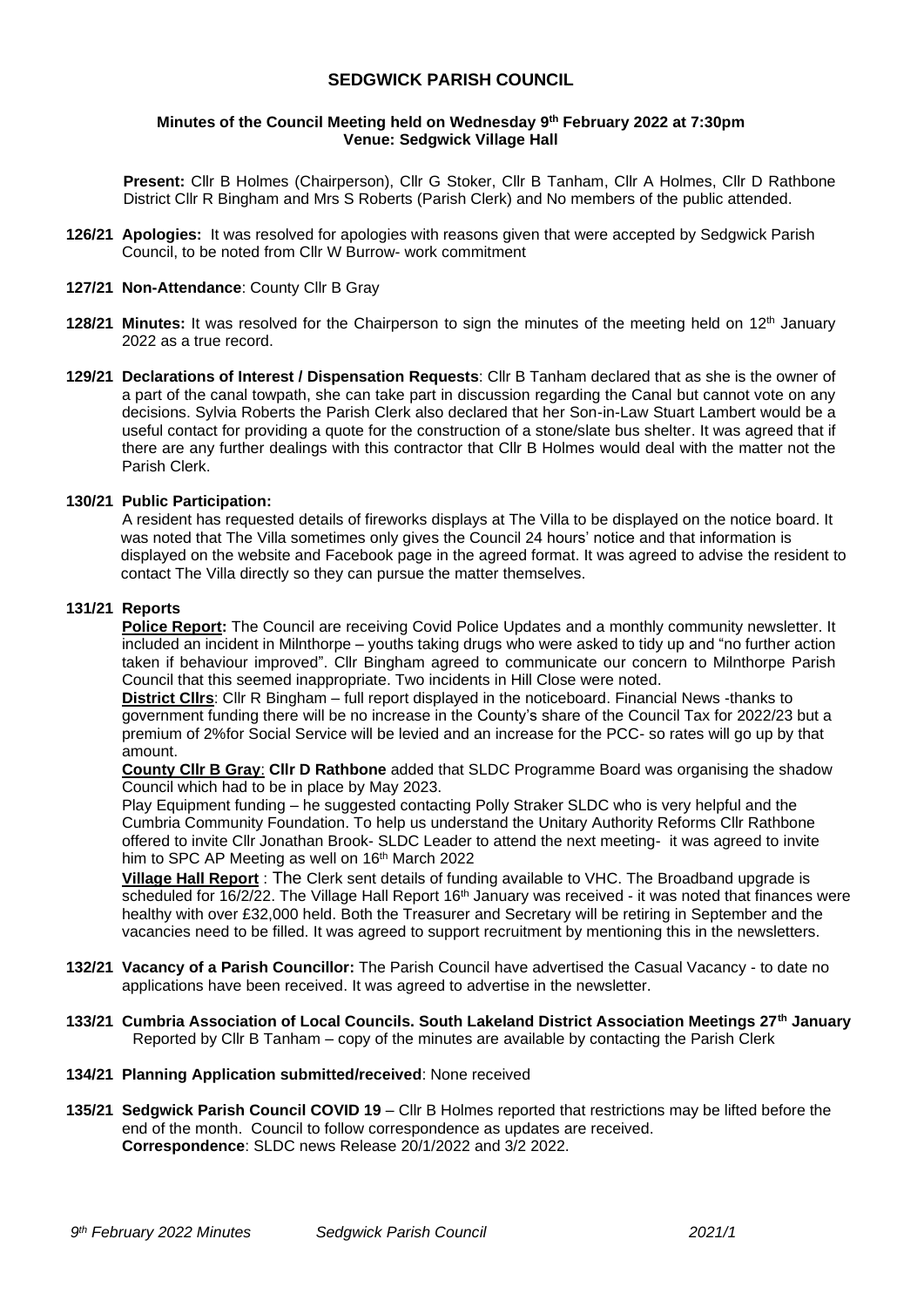# SEDGWICK PARISH COUNCIL

### Minutes of the Council Meeting held on Wednesday 9th February 2022 at 7:30pm
### Venue: Sedgwick Village Hall

**Present:** Cllr B Holmes (Chairperson), Cllr G Stoker, Cllr B Tanham, Cllr A Holmes, Cllr D Rathbone District Cllr R Bingham and Mrs S Roberts (Parish Clerk) and No members of the public attended.

**126/21 Apologies:** It was resolved for apologies with reasons given that were accepted by Sedgwick Parish Council, to be noted from Cllr W Burrow- work commitment

**127/21 Non-Attendance**: County Cllr B Gray

**128/21 Minutes:** It was resolved for the Chairperson to sign the minutes of the meeting held on 12th January 2022 as a true record.

**129/21 Declarations of Interest / Dispensation Requests**: Cllr B Tanham declared that as she is the owner of a part of the canal towpath, she can take part in discussion regarding the Canal but cannot vote on any decisions. Sylvia Roberts the Parish Clerk also declared that her Son-in-Law Stuart Lambert would be a useful contact for providing a quote for the construction of a stone/slate bus shelter. It was agreed that if there are any further dealings with this contractor that Cllr B Holmes would deal with the matter not the Parish Clerk.

**130/21 Public Participation:**

A resident has requested details of fireworks displays at The Villa to be displayed on the notice board. It was noted that The Villa sometimes only gives the Council 24 hours' notice and that information is displayed on the website and Facebook page in the agreed format. It was agreed to advise the resident to contact The Villa directly so they can pursue the matter themselves.

**131/21 Reports**

**Police Report:** The Council are receiving Covid Police Updates and a monthly community newsletter. It included an incident in Milnthorpe – youths taking drugs who were asked to tidy up and "no further action taken if behaviour improved". Cllr Bingham agreed to communicate our concern to Milnthorpe Parish Council that this seemed inappropriate. Two incidents in Hill Close were noted.

**District Cllrs**: Cllr R Bingham – full report displayed in the noticeboard. Financial News -thanks to government funding there will be no increase in the County's share of the Council Tax for 2022/23 but a premium of 2%for Social Service will be levied and an increase for the PCC- so rates will go up by that amount.

**County Cllr B Gray**: **Cllr D Rathbone** added that SLDC Programme Board was organising the shadow Council which had to be in place by May 2023.

Play Equipment funding – he suggested contacting Polly Straker SLDC who is very helpful and the Cumbria Community Foundation. To help us understand the Unitary Authority Reforms Cllr Rathbone offered to invite Cllr Jonathan Brook- SLDC Leader to attend the next meeting- it was agreed to invite him to SPC AP Meeting as well on 16th March 2022

**Village Hall Report** : The Clerk sent details of funding available to VHC. The Broadband upgrade is scheduled for 16/2/22. The Village Hall Report 16th January was received - it was noted that finances were healthy with over £32,000 held. Both the Treasurer and Secretary will be retiring in September and the vacancies need to be filled. It was agreed to support recruitment by mentioning this in the newsletters.

**132/21 Vacancy of a Parish Councillor:** The Parish Council have advertised the Casual Vacancy - to date no applications have been received. It was agreed to advertise in the newsletter.

**133/21 Cumbria Association of Local Councils. South Lakeland District Association Meetings 27th January**
Reported by Cllr B Tanham – copy of the minutes are available by contacting the Parish Clerk

**134/21 Planning Application submitted/received**: None received

**135/21 Sedgwick Parish Council COVID 19** – Cllr B Holmes reported that restrictions may be lifted before the end of the month. Council to follow correspondence as updates are received.
**Correspondence**: SLDC news Release 20/1/2022 and 3/2 2022.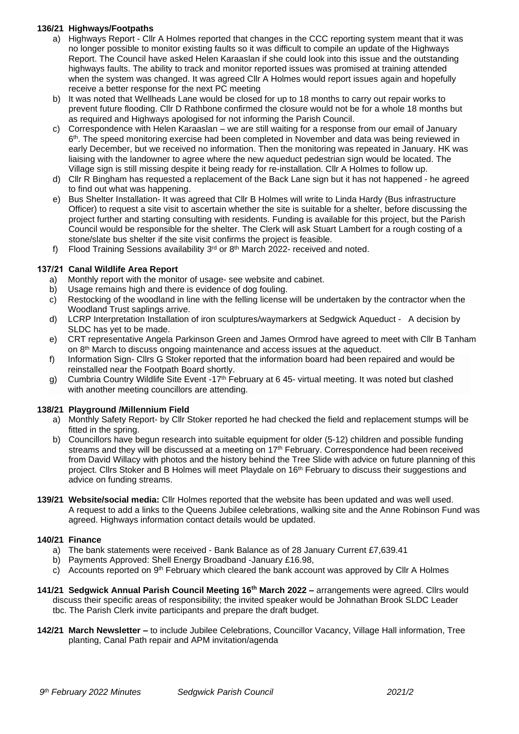**136/21 Highways/Footpaths**

a) Highways Report - Cllr A Holmes reported that changes in the CCC reporting system meant that it was no longer possible to monitor existing faults so it was difficult to compile an update of the Highways Report. The Council have asked Helen Karaaslan if she could look into this issue and the outstanding highways faults. The ability to track and monitor reported issues was promised at training attended when the system was changed. It was agreed Cllr A Holmes would report issues again and hopefully receive a better response for the next PC meeting

b) It was noted that Wellheads Lane would be closed for up to 18 months to carry out repair works to prevent future flooding. Cllr D Rathbone confirmed the closure would not be for a whole 18 months but as required and Highways apologised for not informing the Parish Council.

c) Correspondence with Helen Karaaslan – we are still waiting for a response from our email of January 6th. The speed monitoring exercise had been completed in November and data was being reviewed in early December, but we received no information. Then the monitoring was repeated in January. HK was liaising with the landowner to agree where the new aqueduct pedestrian sign would be located. The Village sign is still missing despite it being ready for re-installation. Cllr A Holmes to follow up.

d) Cllr R Bingham has requested a replacement of the Back Lane sign but it has not happened - he agreed to find out what was happening.

e) Bus Shelter Installation- It was agreed that Cllr B Holmes will write to Linda Hardy (Bus infrastructure Officer) to request a site visit to ascertain whether the site is suitable for a shelter, before discussing the project further and starting consulting with residents. Funding is available for this project, but the Parish Council would be responsible for the shelter. The Clerk will ask Stuart Lambert for a rough costing of a stone/slate bus shelter if the site visit confirms the project is feasible.

f) Flood Training Sessions availability 3rd or 8th March 2022- received and noted.

**137/21 Canal Wildlife Area Report**

a) Monthly report with the monitor of usage- see website and cabinet.

b) Usage remains high and there is evidence of dog fouling.

c) Restocking of the woodland in line with the felling license will be undertaken by the contractor when the Woodland Trust saplings arrive.

d) LCRP Interpretation Installation of iron sculptures/waymarkers at Sedgwick Aqueduct - A decision by SLDC has yet to be made.

e) CRT representative Angela Parkinson Green and James Ormrod have agreed to meet with Cllr B Tanham on 8th March to discuss ongoing maintenance and access issues at the aqueduct.

f) Information Sign- Cllrs G Stoker reported that the information board had been repaired and would be reinstalled near the Footpath Board shortly.

g) Cumbria Country Wildlife Site Event -17th February at 6 45- virtual meeting. It was noted but clashed with another meeting councillors are attending.

**138/21 Playground /Millennium Field**

a) Monthly Safety Report- by Cllr Stoker reported he had checked the field and replacement stumps will be fitted in the spring.

b) Councillors have begun research into suitable equipment for older (5-12) children and possible funding streams and they will be discussed at a meeting on 17th February. Correspondence had been received from David Willacy with photos and the history behind the Tree Slide with advice on future planning of this project. Cllrs Stoker and B Holmes will meet Playdale on 16th February to discuss their suggestions and advice on funding streams.

**139/21 Website/social media:** Cllr Holmes reported that the website has been updated and was well used. A request to add a links to the Queens Jubilee celebrations, walking site and the Anne Robinson Fund was agreed. Highways information contact details would be updated.

**140/21 Finance**

a) The bank statements were received - Bank Balance as of 28 January Current £7,639.41

b) Payments Approved: Shell Energy Broadband -January £16.98,

c) Accounts reported on 9th February which cleared the bank account was approved by Cllr A Holmes

**141/21 Sedgwick Annual Parish Council Meeting 16th March 2022 –** arrangements were agreed. Cllrs would discuss their specific areas of responsibility; the invited speaker would be Johnathan Brook SLDC Leader tbc. The Parish Clerk invite participants and prepare the draft budget.

**142/21 March Newsletter –** to include Jubilee Celebrations, Councillor Vacancy, Village Hall information, Tree planting, Canal Path repair and APM invitation/agenda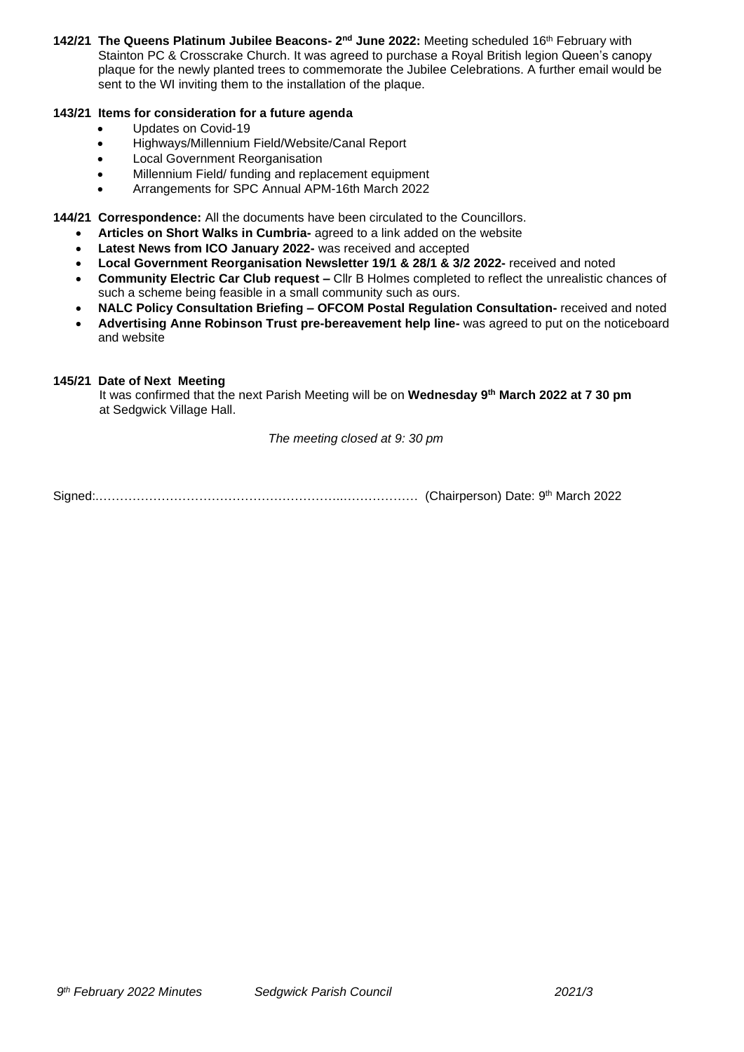**142/21 The Queens Platinum Jubilee Beacons- 2nd June 2022:** Meeting scheduled 16th February with Stainton PC & Crosscrake Church. It was agreed to purchase a Royal British legion Queen's canopy plaque for the newly planted trees to commemorate the Jubilee Celebrations. A further email would be sent to the WI inviting them to the installation of the plaque.

**143/21 Items for consideration for a future agenda**

- Updates on Covid-19
- Highways/Millennium Field/Website/Canal Report
- Local Government Reorganisation
- Millennium Field/ funding and replacement equipment
- Arrangements for SPC Annual APM-16th March 2022

**144/21 Correspondence:** All the documents have been circulated to the Councillors.

- **Articles on Short Walks in Cumbria-** agreed to a link added on the website
- **Latest News from ICO January 2022-** was received and accepted
- **Local Government Reorganisation Newsletter 19/1 & 28/1 & 3/2 2022-** received and noted
- **Community Electric Car Club request –** Cllr B Holmes completed to reflect the unrealistic chances of such a scheme being feasible in a small community such as ours.
- **NALC Policy Consultation Briefing – OFCOM Postal Regulation Consultation-** received and noted
- **Advertising Anne Robinson Trust pre-bereavement help line-** was agreed to put on the noticeboard and website

**145/21 Date of Next Meeting**

It was confirmed that the next Parish Meeting will be on **Wednesday 9th March 2022 at 7 30 pm** at Sedgwick Village Hall.

*The meeting closed at 9: 30 pm*

Signed:…………………………………………………..……………… (Chairperson) Date: 9th March 2022